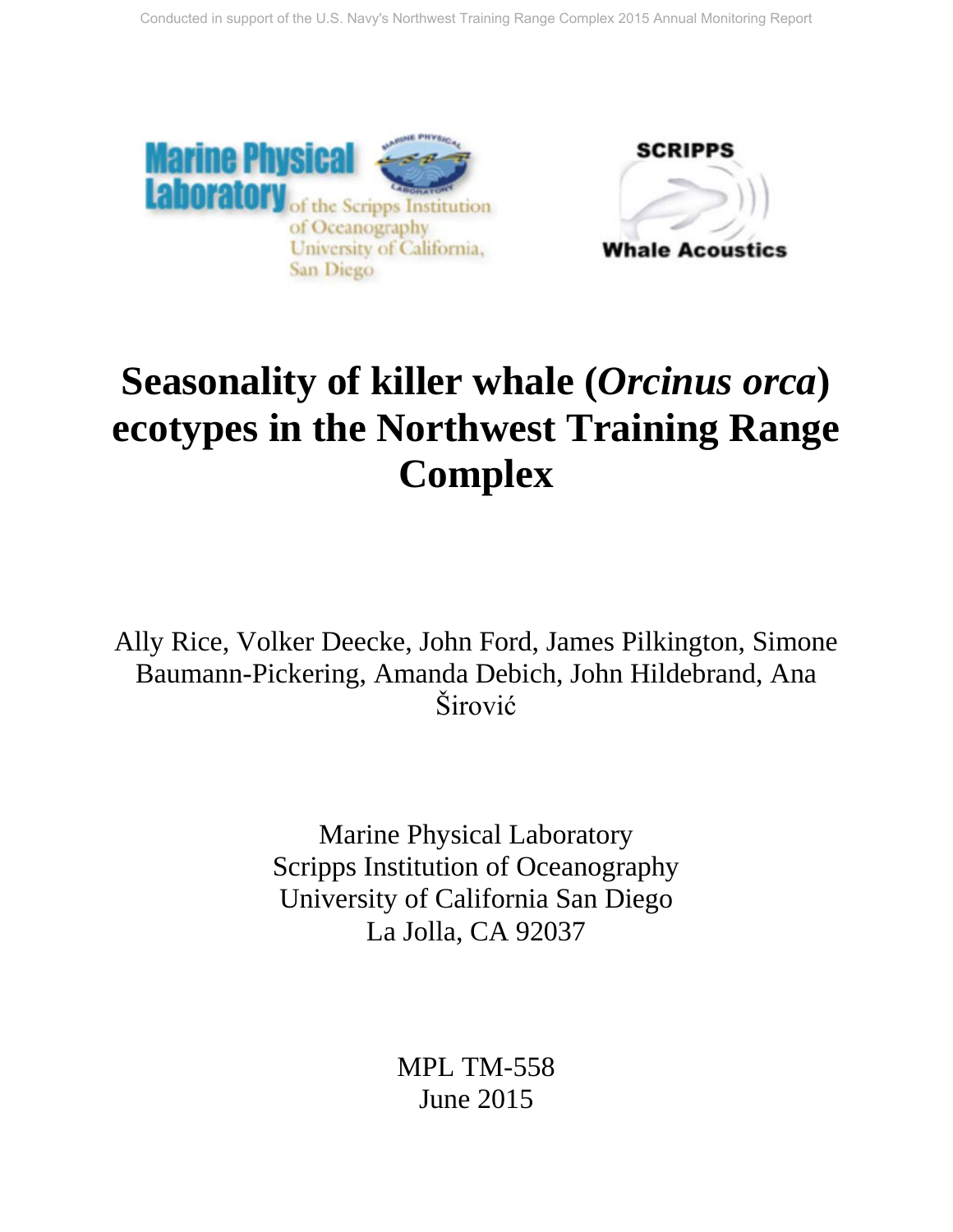Conducted in support of the U.S. Navy's Northwest Training Range Complex 2015 Annual Monitoring Report

Marine Physical Laboratory of the Scripps Institution of Oceanography University of California, San Diego

SCRIPPS Whale Acoustics

# Seasonality of killer whale (*Orcinus orca*) ecotypes in the Northwest Training Range Complex

Ally Rice, Volker Deecke, John Ford, James Pilkington, Simone Baumann-Pickering, Amanda Debich, John Hildebrand, Ana Širović

Marine Physical Laboratory
Scripps Institution of Oceanography
University of California San Diego
La Jolla, CA 92037

MPL TM-558
June 2015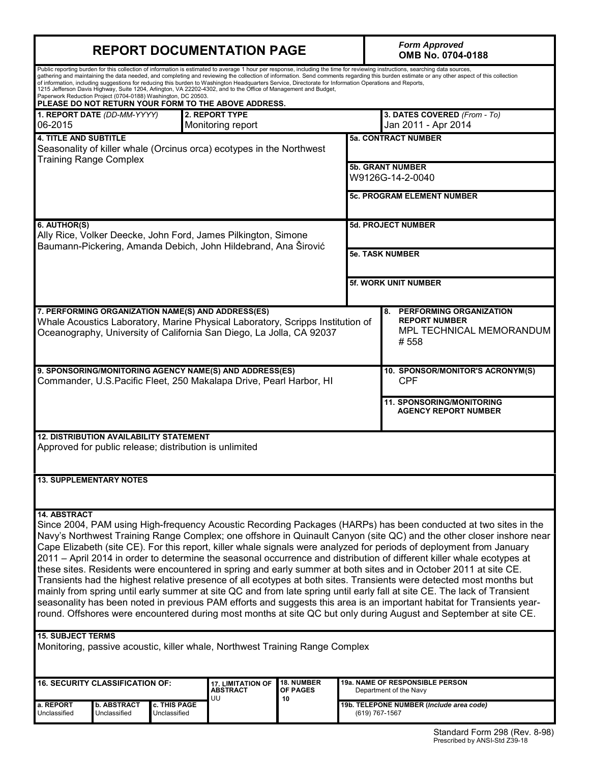# REPORT DOCUMENTATION PAGE

*Form Approved*
**OMB No. 0704-0188**

Public reporting burden for this collection of information is estimated to average 1 hour per response, including the time for reviewing instructions, searching data sources, gathering and maintaining the data needed, and completing and reviewing the collection of information. Send comments regarding this burden estimate or any other aspect of this collection of information, including suggestions for reducing this burden to Washington Headquarters Service, Directorate for Information Operations and Reports, 1215 Jefferson Davis Highway, Suite 1204, Arlington, VA 22202-4302, and to the Office of Management and Budget, Paperwork Reduction Project (0704-0188) Washington, DC 20503.

**PLEASE DO NOT RETURN YOUR FORM TO THE ABOVE ADDRESS.**

| **1. REPORT DATE** *(DD-MM-YYYY)* | **2. REPORT TYPE** | **3. DATES COVERED** *(From - To)* |
|---|---|---|
| 06-2015 | Monitoring report | Jan 2011 - Apr 2014 |

**4. TITLE AND SUBTITLE**
Seasonality of killer whale (Orcinus orca) ecotypes in the Northwest Training Range Complex

**5a. CONTRACT NUMBER**

**5b. GRANT NUMBER**
W9126G-14-2-0040

**5c. PROGRAM ELEMENT NUMBER**

**6. AUTHOR(S)**
Ally Rice, Volker Deecke, John Ford, James Pilkington, Simone Baumann-Pickering, Amanda Debich, John Hildebrand, Ana Širović

**5d. PROJECT NUMBER**

**5e. TASK NUMBER**

**5f. WORK UNIT NUMBER**

**7. PERFORMING ORGANIZATION NAME(S) AND ADDRESS(ES)**
Whale Acoustics Laboratory, Marine Physical Laboratory, Scripps Institution of Oceanography, University of California San Diego, La Jolla, CA 92037

**8. PERFORMING ORGANIZATION REPORT NUMBER**
MPL TECHNICAL MEMORANDUM # 558

**9. SPONSORING/MONITORING AGENCY NAME(S) AND ADDRESS(ES)**
Commander, U.S.Pacific Fleet, 250 Makalapa Drive, Pearl Harbor, HI

**10. SPONSOR/MONITOR'S ACRONYM(S)**
CPF

**11. SPONSORING/MONITORING AGENCY REPORT NUMBER**

**12. DISTRIBUTION AVAILABILITY STATEMENT**
Approved for public release; distribution is unlimited

**13. SUPPLEMENTARY NOTES**

**14. ABSTRACT**
Since 2004, PAM using High-frequency Acoustic Recording Packages (HARPs) has been conducted at two sites in the Navy's Northwest Training Range Complex; one offshore in Quinault Canyon (site QC) and the other closer inshore near Cape Elizabeth (site CE). For this report, killer whale signals were analyzed for periods of deployment from January 2011 – April 2014 in order to determine the seasonal occurrence and distribution of different killer whale ecotypes at these sites. Residents were encountered in spring and early summer at both sites and in October 2011 at site CE. Transients had the highest relative presence of all ecotypes at both sites. Transients were detected most months but mainly from spring until early summer at site QC and from late spring until early fall at site CE. The lack of Transient seasonality has been noted in previous PAM efforts and suggests this area is an important habitat for Transients year-round. Offshores were encountered during most months at site QC but only during August and September at site CE.

**15. SUBJECT TERMS**
Monitoring, passive acoustic, killer whale, Northwest Training Range Complex

| **16. SECURITY CLASSIFICATION OF:** | | | **17. LIMITATION OF ABSTRACT** | **18. NUMBER OF PAGES** | **19a. NAME OF RESPONSIBLE PERSON** |
|---|---|---|---|---|---|
| **a. REPORT** | **b. ABSTRACT** | **c. THIS PAGE** | UU | 10 | Department of the Navy |
| Unclassified | Unclassified | Unclassified | | | **19b. TELEPONE NUMBER (*Include area code*)** (619) 767-1567 |

Standard Form 298 (Rev. 8-98)
Prescribed by ANSI-Std Z39-18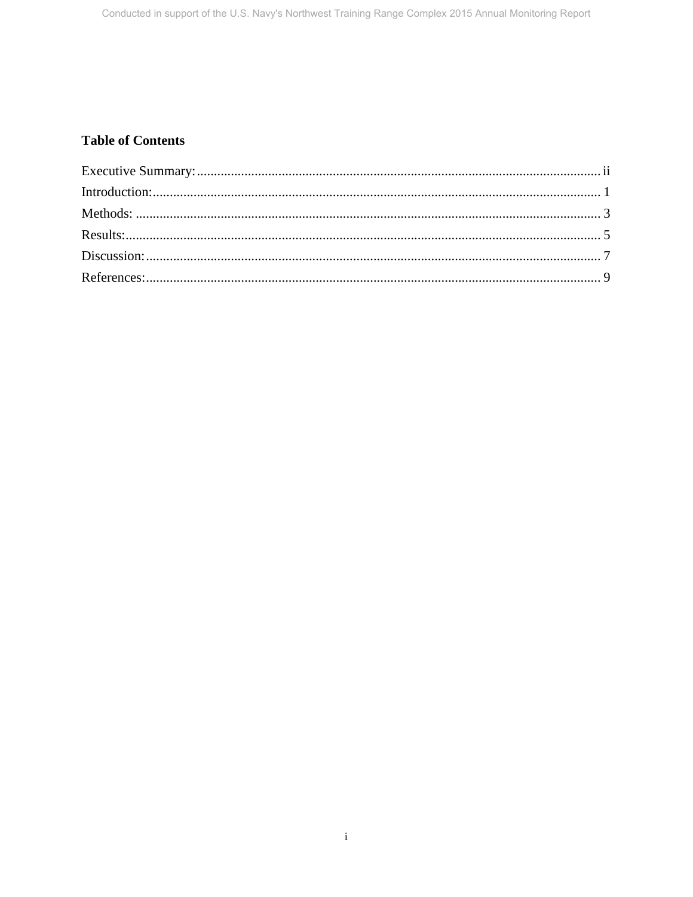**Table of Contents**

Executive Summary: ........................................................ ii
Introduction: ........................................................ 1
Methods: ........................................................ 3
Results: ........................................................ 5
Discussion: ........................................................ 7
References: ........................................................ 9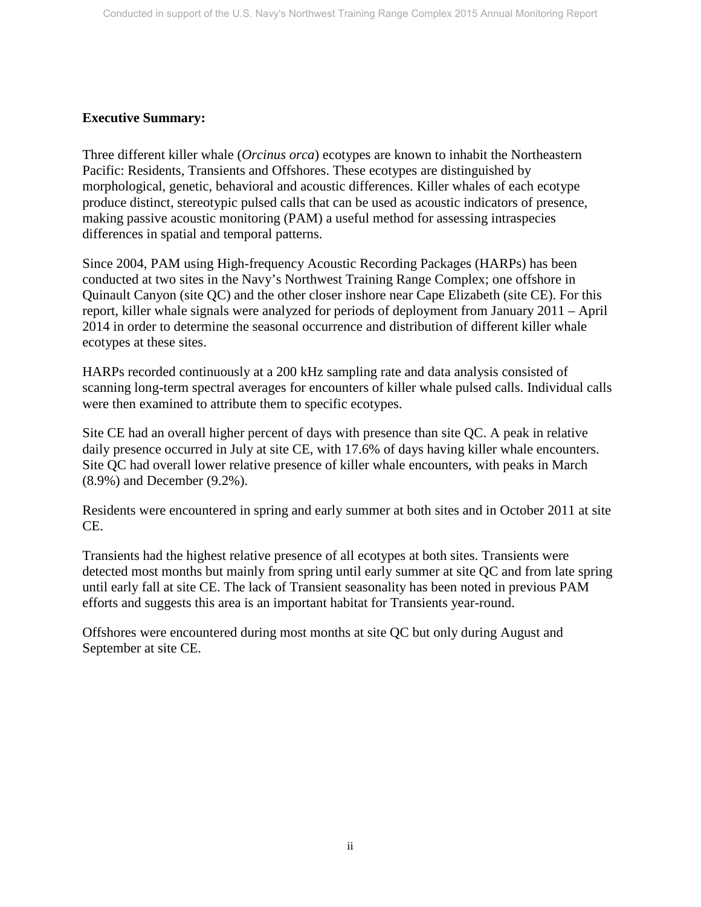**Executive Summary:**

Three different killer whale (*Orcinus orca*) ecotypes are known to inhabit the Northeastern Pacific: Residents, Transients and Offshores. These ecotypes are distinguished by morphological, genetic, behavioral and acoustic differences. Killer whales of each ecotype produce distinct, stereotypic pulsed calls that can be used as acoustic indicators of presence, making passive acoustic monitoring (PAM) a useful method for assessing intraspecies differences in spatial and temporal patterns.

Since 2004, PAM using High-frequency Acoustic Recording Packages (HARPs) has been conducted at two sites in the Navy's Northwest Training Range Complex; one offshore in Quinault Canyon (site QC) and the other closer inshore near Cape Elizabeth (site CE). For this report, killer whale signals were analyzed for periods of deployment from January 2011 – April 2014 in order to determine the seasonal occurrence and distribution of different killer whale ecotypes at these sites.

HARPs recorded continuously at a 200 kHz sampling rate and data analysis consisted of scanning long-term spectral averages for encounters of killer whale pulsed calls. Individual calls were then examined to attribute them to specific ecotypes.

Site CE had an overall higher percent of days with presence than site QC. A peak in relative daily presence occurred in July at site CE, with 17.6% of days having killer whale encounters. Site QC had overall lower relative presence of killer whale encounters, with peaks in March (8.9%) and December (9.2%).

Residents were encountered in spring and early summer at both sites and in October 2011 at site CE.

Transients had the highest relative presence of all ecotypes at both sites. Transients were detected most months but mainly from spring until early summer at site QC and from late spring until early fall at site CE. The lack of Transient seasonality has been noted in previous PAM efforts and suggests this area is an important habitat for Transients year-round.

Offshores were encountered during most months at site QC but only during August and September at site CE.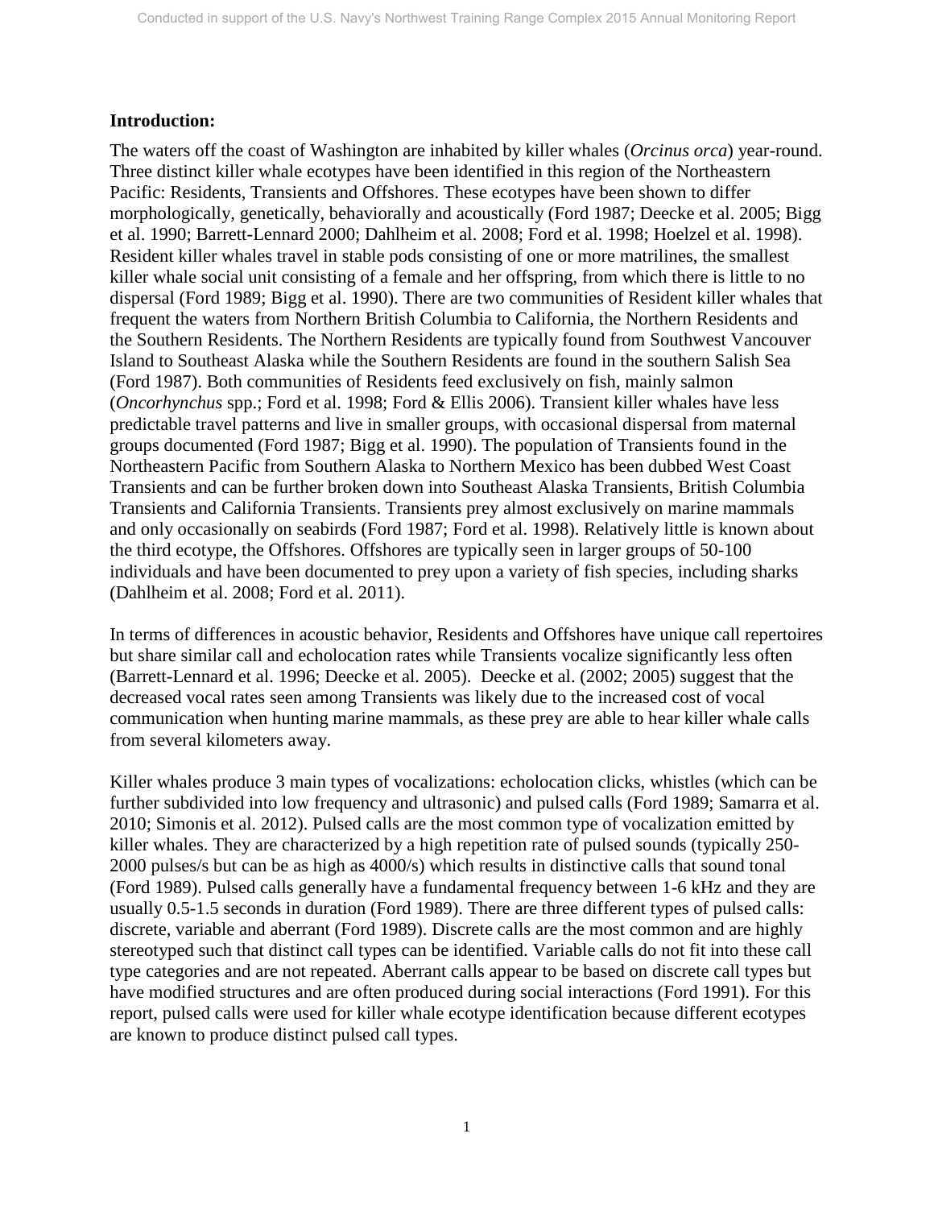**Introduction:**

The waters off the coast of Washington are inhabited by killer whales (*Orcinus orca*) year-round. Three distinct killer whale ecotypes have been identified in this region of the Northeastern Pacific: Residents, Transients and Offshores. These ecotypes have been shown to differ morphologically, genetically, behaviorally and acoustically (Ford 1987; Deecke et al. 2005; Bigg et al. 1990; Barrett-Lennard 2000; Dahlheim et al. 2008; Ford et al. 1998; Hoelzel et al. 1998). Resident killer whales travel in stable pods consisting of one or more matrilines, the smallest killer whale social unit consisting of a female and her offspring, from which there is little to no dispersal (Ford 1989; Bigg et al. 1990). There are two communities of Resident killer whales that frequent the waters from Northern British Columbia to California, the Northern Residents and the Southern Residents. The Northern Residents are typically found from Southwest Vancouver Island to Southeast Alaska while the Southern Residents are found in the southern Salish Sea (Ford 1987). Both communities of Residents feed exclusively on fish, mainly salmon (*Oncorhynchus* spp.; Ford et al. 1998; Ford & Ellis 2006). Transient killer whales have less predictable travel patterns and live in smaller groups, with occasional dispersal from maternal groups documented (Ford 1987; Bigg et al. 1990). The population of Transients found in the Northeastern Pacific from Southern Alaska to Northern Mexico has been dubbed West Coast Transients and can be further broken down into Southeast Alaska Transients, British Columbia Transients and California Transients. Transients prey almost exclusively on marine mammals and only occasionally on seabirds (Ford 1987; Ford et al. 1998). Relatively little is known about the third ecotype, the Offshores. Offshores are typically seen in larger groups of 50-100 individuals and have been documented to prey upon a variety of fish species, including sharks (Dahlheim et al. 2008; Ford et al. 2011).

In terms of differences in acoustic behavior, Residents and Offshores have unique call repertoires but share similar call and echolocation rates while Transients vocalize significantly less often (Barrett-Lennard et al. 1996; Deecke et al. 2005). Deecke et al. (2002; 2005) suggest that the decreased vocal rates seen among Transients was likely due to the increased cost of vocal communication when hunting marine mammals, as these prey are able to hear killer whale calls from several kilometers away.

Killer whales produce 3 main types of vocalizations: echolocation clicks, whistles (which can be further subdivided into low frequency and ultrasonic) and pulsed calls (Ford 1989; Samarra et al. 2010; Simonis et al. 2012). Pulsed calls are the most common type of vocalization emitted by killer whales. They are characterized by a high repetition rate of pulsed sounds (typically 250-2000 pulses/s but can be as high as 4000/s) which results in distinctive calls that sound tonal (Ford 1989). Pulsed calls generally have a fundamental frequency between 1-6 kHz and they are usually 0.5-1.5 seconds in duration (Ford 1989). There are three different types of pulsed calls: discrete, variable and aberrant (Ford 1989). Discrete calls are the most common and are highly stereotyped such that distinct call types can be identified. Variable calls do not fit into these call type categories and are not repeated. Aberrant calls appear to be based on discrete call types but have modified structures and are often produced during social interactions (Ford 1991). For this report, pulsed calls were used for killer whale ecotype identification because different ecotypes are known to produce distinct pulsed call types.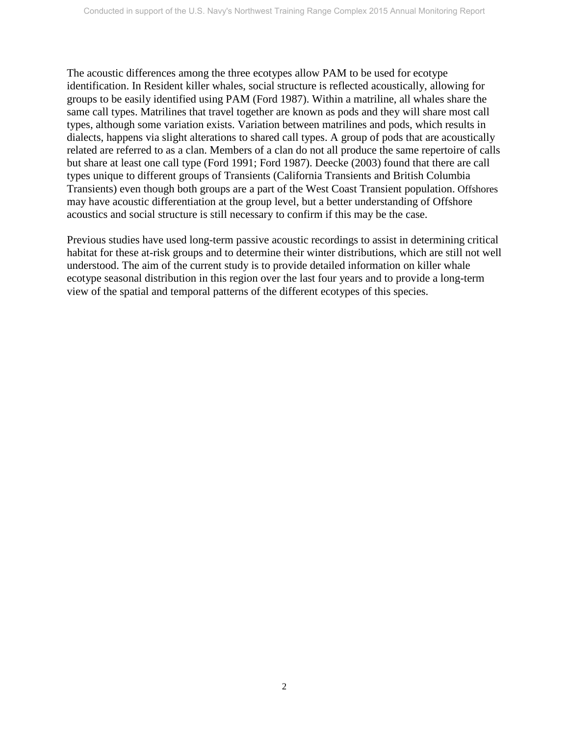The acoustic differences among the three ecotypes allow PAM to be used for ecotype identification. In Resident killer whales, social structure is reflected acoustically, allowing for groups to be easily identified using PAM (Ford 1987). Within a matriline, all whales share the same call types. Matrilines that travel together are known as pods and they will share most call types, although some variation exists. Variation between matrilines and pods, which results in dialects, happens via slight alterations to shared call types. A group of pods that are acoustically related are referred to as a clan. Members of a clan do not all produce the same repertoire of calls but share at least one call type (Ford 1991; Ford 1987). Deecke (2003) found that there are call types unique to different groups of Transients (California Transients and British Columbia Transients) even though both groups are a part of the West Coast Transient population. Offshores may have acoustic differentiation at the group level, but a better understanding of Offshore acoustics and social structure is still necessary to confirm if this may be the case.

Previous studies have used long-term passive acoustic recordings to assist in determining critical habitat for these at-risk groups and to determine their winter distributions, which are still not well understood. The aim of the current study is to provide detailed information on killer whale ecotype seasonal distribution in this region over the last four years and to provide a long-term view of the spatial and temporal patterns of the different ecotypes of this species.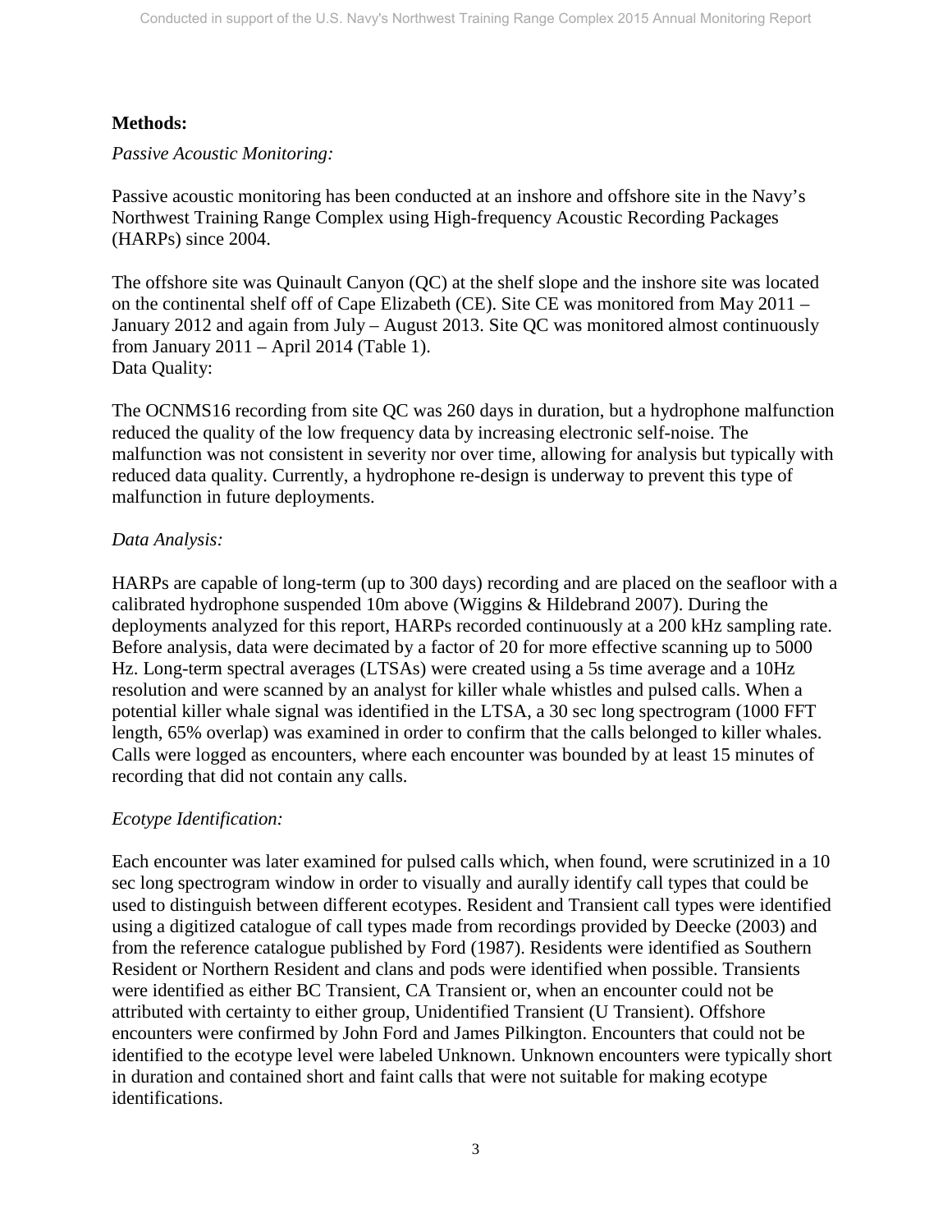**Methods:**

*Passive Acoustic Monitoring:*

Passive acoustic monitoring has been conducted at an inshore and offshore site in the Navy's Northwest Training Range Complex using High-frequency Acoustic Recording Packages (HARPs) since 2004.

The offshore site was Quinault Canyon (QC) at the shelf slope and the inshore site was located on the continental shelf off of Cape Elizabeth (CE). Site CE was monitored from May 2011 – January 2012 and again from July – August 2013. Site QC was monitored almost continuously from January 2011 – April 2014 (Table 1).
Data Quality:

The OCNMS16 recording from site QC was 260 days in duration, but a hydrophone malfunction reduced the quality of the low frequency data by increasing electronic self-noise. The malfunction was not consistent in severity nor over time, allowing for analysis but typically with reduced data quality. Currently, a hydrophone re-design is underway to prevent this type of malfunction in future deployments.

*Data Analysis:*

HARPs are capable of long-term (up to 300 days) recording and are placed on the seafloor with a calibrated hydrophone suspended 10m above (Wiggins & Hildebrand 2007). During the deployments analyzed for this report, HARPs recorded continuously at a 200 kHz sampling rate. Before analysis, data were decimated by a factor of 20 for more effective scanning up to 5000 Hz. Long-term spectral averages (LTSAs) were created using a 5s time average and a 10Hz resolution and were scanned by an analyst for killer whale whistles and pulsed calls. When a potential killer whale signal was identified in the LTSA, a 30 sec long spectrogram (1000 FFT length, 65% overlap) was examined in order to confirm that the calls belonged to killer whales. Calls were logged as encounters, where each encounter was bounded by at least 15 minutes of recording that did not contain any calls.

*Ecotype Identification:*

Each encounter was later examined for pulsed calls which, when found, were scrutinized in a 10 sec long spectrogram window in order to visually and aurally identify call types that could be used to distinguish between different ecotypes. Resident and Transient call types were identified using a digitized catalogue of call types made from recordings provided by Deecke (2003) and from the reference catalogue published by Ford (1987). Residents were identified as Southern Resident or Northern Resident and clans and pods were identified when possible. Transients were identified as either BC Transient, CA Transient or, when an encounter could not be attributed with certainty to either group, Unidentified Transient (U Transient). Offshore encounters were confirmed by John Ford and James Pilkington. Encounters that could not be identified to the ecotype level were labeled Unknown. Unknown encounters were typically short in duration and contained short and faint calls that were not suitable for making ecotype identifications.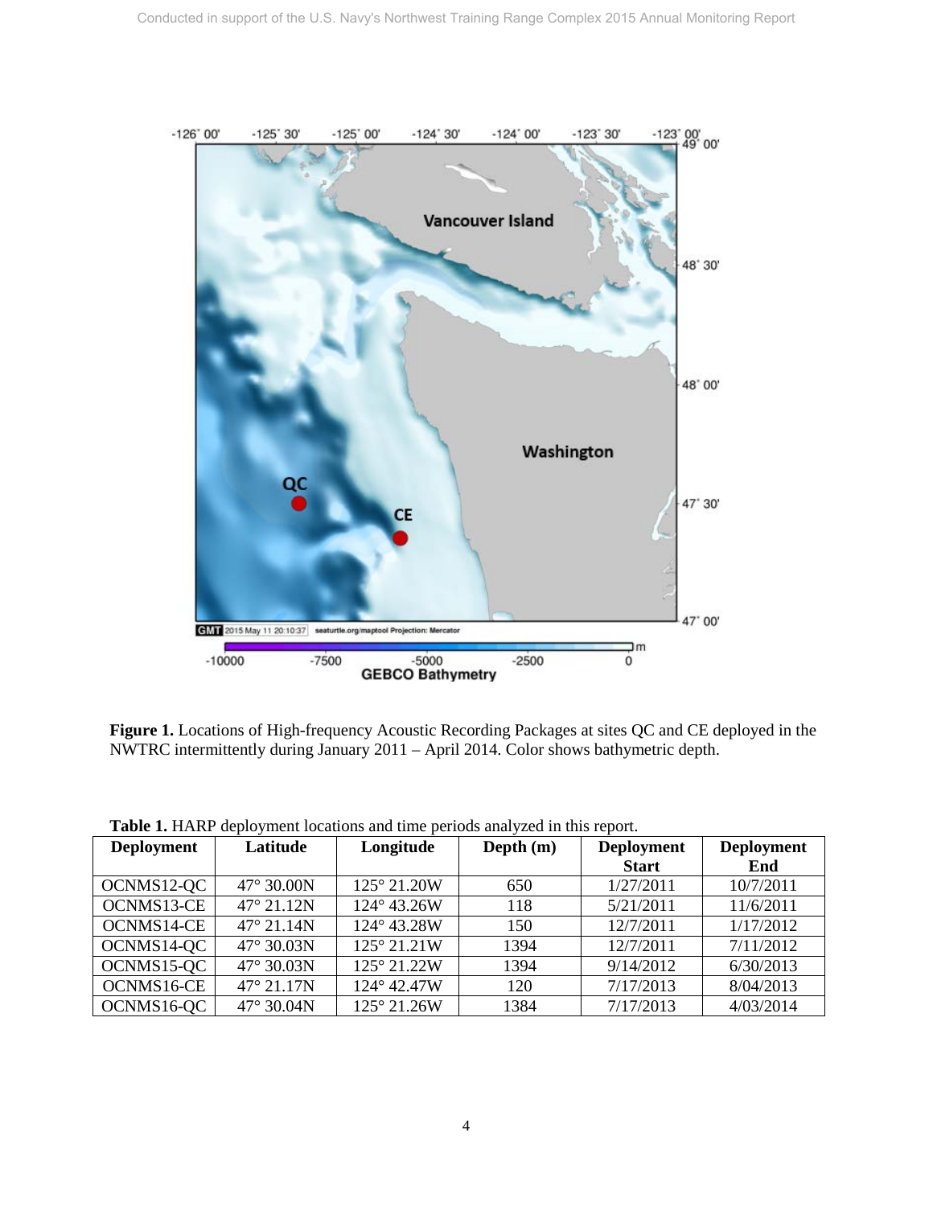**Figure 1.** Locations of High-frequency Acoustic Recording Packages at sites QC and CE deployed in the NWTRC intermittently during January 2011 – April 2014. Color shows bathymetric depth.

**Table 1.** HARP deployment locations and time periods analyzed in this report.

| Deployment | Latitude | Longitude | Depth (m) | Deployment Start | Deployment End |
|---|---|---|---|---|---|
| OCNMS12-QC | 47° 30.00N | 125° 21.20W | 650 | 1/27/2011 | 10/7/2011 |
| OCNMS13-CE | 47° 21.12N | 124° 43.26W | 118 | 5/21/2011 | 11/6/2011 |
| OCNMS14-CE | 47° 21.14N | 124° 43.28W | 150 | 12/7/2011 | 1/17/2012 |
| OCNMS14-QC | 47° 30.03N | 125° 21.21W | 1394 | 12/7/2011 | 7/11/2012 |
| OCNMS15-QC | 47° 30.03N | 125° 21.22W | 1394 | 9/14/2012 | 6/30/2013 |
| OCNMS16-CE | 47° 21.17N | 124° 42.47W | 120 | 7/17/2013 | 8/04/2013 |
| OCNMS16-QC | 47° 30.04N | 125° 21.26W | 1384 | 7/17/2013 | 4/03/2014 |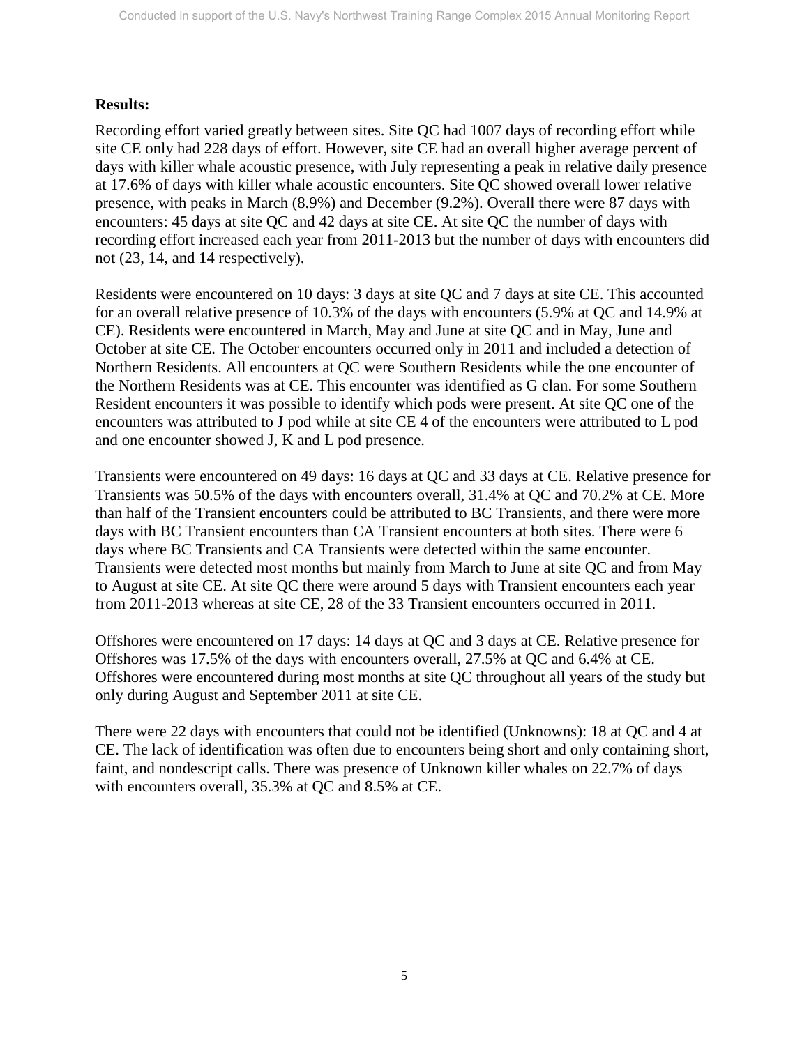**Results:**

Recording effort varied greatly between sites. Site QC had 1007 days of recording effort while site CE only had 228 days of effort. However, site CE had an overall higher average percent of days with killer whale acoustic presence, with July representing a peak in relative daily presence at 17.6% of days with killer whale acoustic encounters. Site QC showed overall lower relative presence, with peaks in March (8.9%) and December (9.2%). Overall there were 87 days with encounters: 45 days at site QC and 42 days at site CE. At site QC the number of days with recording effort increased each year from 2011-2013 but the number of days with encounters did not (23, 14, and 14 respectively).

Residents were encountered on 10 days: 3 days at site QC and 7 days at site CE. This accounted for an overall relative presence of 10.3% of the days with encounters (5.9% at QC and 14.9% at CE). Residents were encountered in March, May and June at site QC and in May, June and October at site CE. The October encounters occurred only in 2011 and included a detection of Northern Residents. All encounters at QC were Southern Residents while the one encounter of the Northern Residents was at CE. This encounter was identified as G clan. For some Southern Resident encounters it was possible to identify which pods were present. At site QC one of the encounters was attributed to J pod while at site CE 4 of the encounters were attributed to L pod and one encounter showed J, K and L pod presence.

Transients were encountered on 49 days: 16 days at QC and 33 days at CE. Relative presence for Transients was 50.5% of the days with encounters overall, 31.4% at QC and 70.2% at CE. More than half of the Transient encounters could be attributed to BC Transients, and there were more days with BC Transient encounters than CA Transient encounters at both sites. There were 6 days where BC Transients and CA Transients were detected within the same encounter. Transients were detected most months but mainly from March to June at site QC and from May to August at site CE. At site QC there were around 5 days with Transient encounters each year from 2011-2013 whereas at site CE, 28 of the 33 Transient encounters occurred in 2011.

Offshores were encountered on 17 days: 14 days at QC and 3 days at CE. Relative presence for Offshores was 17.5% of the days with encounters overall, 27.5% at QC and 6.4% at CE. Offshores were encountered during most months at site QC throughout all years of the study but only during August and September 2011 at site CE.

There were 22 days with encounters that could not be identified (Unknowns): 18 at QC and 4 at CE. The lack of identification was often due to encounters being short and only containing short, faint, and nondescript calls. There was presence of Unknown killer whales on 22.7% of days with encounters overall, 35.3% at QC and 8.5% at CE.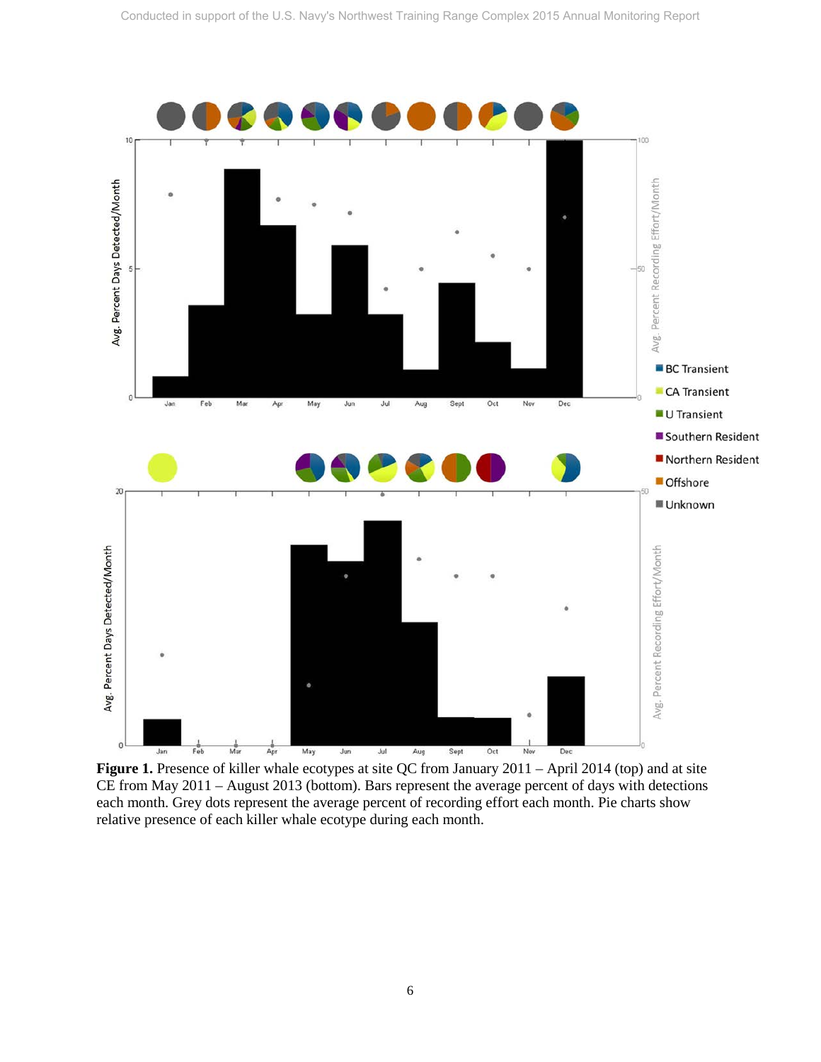**Figure 1.** Presence of killer whale ecotypes at site QC from January 2011 – April 2014 (top) and at site CE from May 2011 – August 2013 (bottom). Bars represent the average percent of days with detections each month. Grey dots represent the average percent of recording effort each month. Pie charts show relative presence of each killer whale ecotype during each month.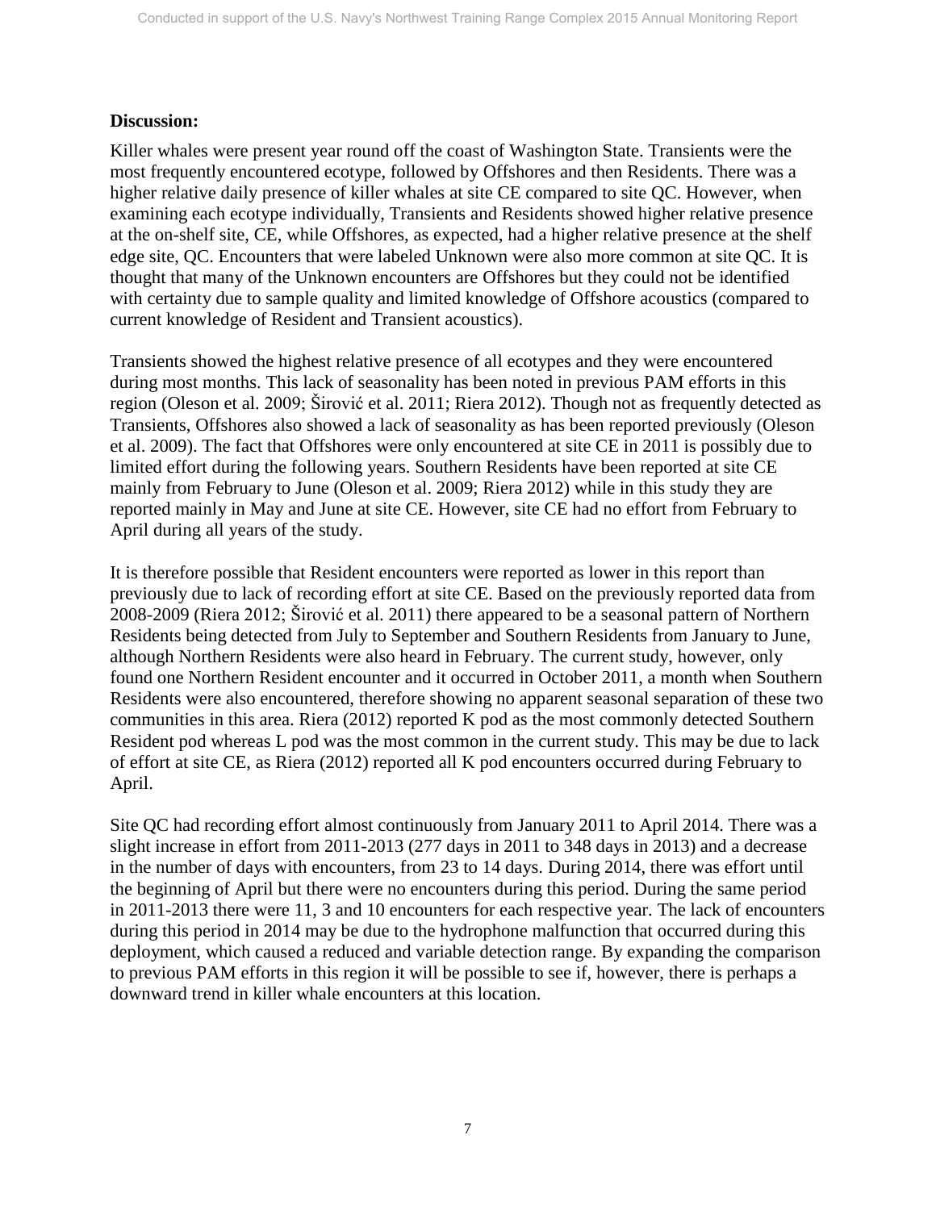**Discussion:**

Killer whales were present year round off the coast of Washington State. Transients were the most frequently encountered ecotype, followed by Offshores and then Residents. There was a higher relative daily presence of killer whales at site CE compared to site QC. However, when examining each ecotype individually, Transients and Residents showed higher relative presence at the on-shelf site, CE, while Offshores, as expected, had a higher relative presence at the shelf edge site, QC. Encounters that were labeled Unknown were also more common at site QC. It is thought that many of the Unknown encounters are Offshores but they could not be identified with certainty due to sample quality and limited knowledge of Offshore acoustics (compared to current knowledge of Resident and Transient acoustics).

Transients showed the highest relative presence of all ecotypes and they were encountered during most months. This lack of seasonality has been noted in previous PAM efforts in this region (Oleson et al. 2009; Širović et al. 2011; Riera 2012). Though not as frequently detected as Transients, Offshores also showed a lack of seasonality as has been reported previously (Oleson et al. 2009). The fact that Offshores were only encountered at site CE in 2011 is possibly due to limited effort during the following years. Southern Residents have been reported at site CE mainly from February to June (Oleson et al. 2009; Riera 2012) while in this study they are reported mainly in May and June at site CE. However, site CE had no effort from February to April during all years of the study.

It is therefore possible that Resident encounters were reported as lower in this report than previously due to lack of recording effort at site CE. Based on the previously reported data from 2008-2009 (Riera 2012; Širović et al. 2011) there appeared to be a seasonal pattern of Northern Residents being detected from July to September and Southern Residents from January to June, although Northern Residents were also heard in February. The current study, however, only found one Northern Resident encounter and it occurred in October 2011, a month when Southern Residents were also encountered, therefore showing no apparent seasonal separation of these two communities in this area. Riera (2012) reported K pod as the most commonly detected Southern Resident pod whereas L pod was the most common in the current study. This may be due to lack of effort at site CE, as Riera (2012) reported all K pod encounters occurred during February to April.

Site QC had recording effort almost continuously from January 2011 to April 2014. There was a slight increase in effort from 2011-2013 (277 days in 2011 to 348 days in 2013) and a decrease in the number of days with encounters, from 23 to 14 days. During 2014, there was effort until the beginning of April but there were no encounters during this period. During the same period in 2011-2013 there were 11, 3 and 10 encounters for each respective year. The lack of encounters during this period in 2014 may be due to the hydrophone malfunction that occurred during this deployment, which caused a reduced and variable detection range. By expanding the comparison to previous PAM efforts in this region it will be possible to see if, however, there is perhaps a downward trend in killer whale encounters at this location.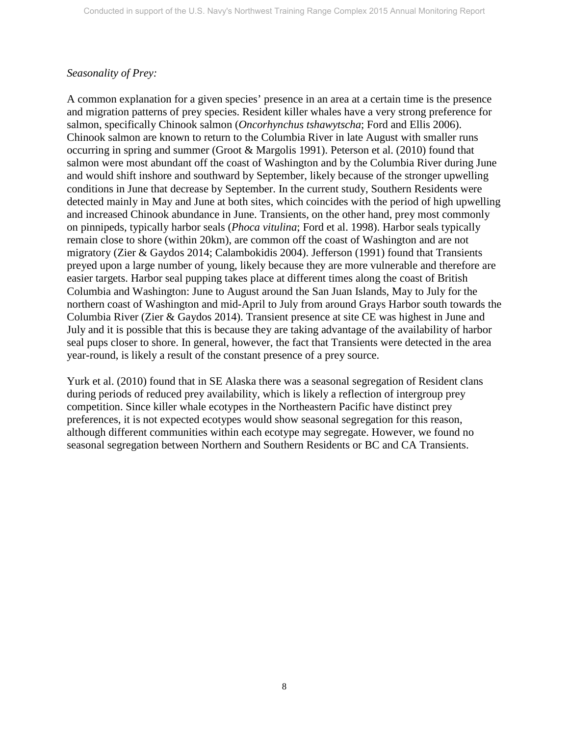*Seasonality of Prey:*

A common explanation for a given species' presence in an area at a certain time is the presence and migration patterns of prey species. Resident killer whales have a very strong preference for salmon, specifically Chinook salmon (*Oncorhynchus tshawytscha*; Ford and Ellis 2006). Chinook salmon are known to return to the Columbia River in late August with smaller runs occurring in spring and summer (Groot & Margolis 1991). Peterson et al. (2010) found that salmon were most abundant off the coast of Washington and by the Columbia River during June and would shift inshore and southward by September, likely because of the stronger upwelling conditions in June that decrease by September. In the current study, Southern Residents were detected mainly in May and June at both sites, which coincides with the period of high upwelling and increased Chinook abundance in June. Transients, on the other hand, prey most commonly on pinnipeds, typically harbor seals (*Phoca vitulina*; Ford et al. 1998). Harbor seals typically remain close to shore (within 20km), are common off the coast of Washington and are not migratory (Zier & Gaydos 2014; Calambokidis 2004). Jefferson (1991) found that Transients preyed upon a large number of young, likely because they are more vulnerable and therefore are easier targets. Harbor seal pupping takes place at different times along the coast of British Columbia and Washington: June to August around the San Juan Islands, May to July for the northern coast of Washington and mid-April to July from around Grays Harbor south towards the Columbia River (Zier & Gaydos 2014). Transient presence at site CE was highest in June and July and it is possible that this is because they are taking advantage of the availability of harbor seal pups closer to shore. In general, however, the fact that Transients were detected in the area year-round, is likely a result of the constant presence of a prey source.

Yurk et al. (2010) found that in SE Alaska there was a seasonal segregation of Resident clans during periods of reduced prey availability, which is likely a reflection of intergroup prey competition. Since killer whale ecotypes in the Northeastern Pacific have distinct prey preferences, it is not expected ecotypes would show seasonal segregation for this reason, although different communities within each ecotype may segregate. However, we found no seasonal segregation between Northern and Southern Residents or BC and CA Transients.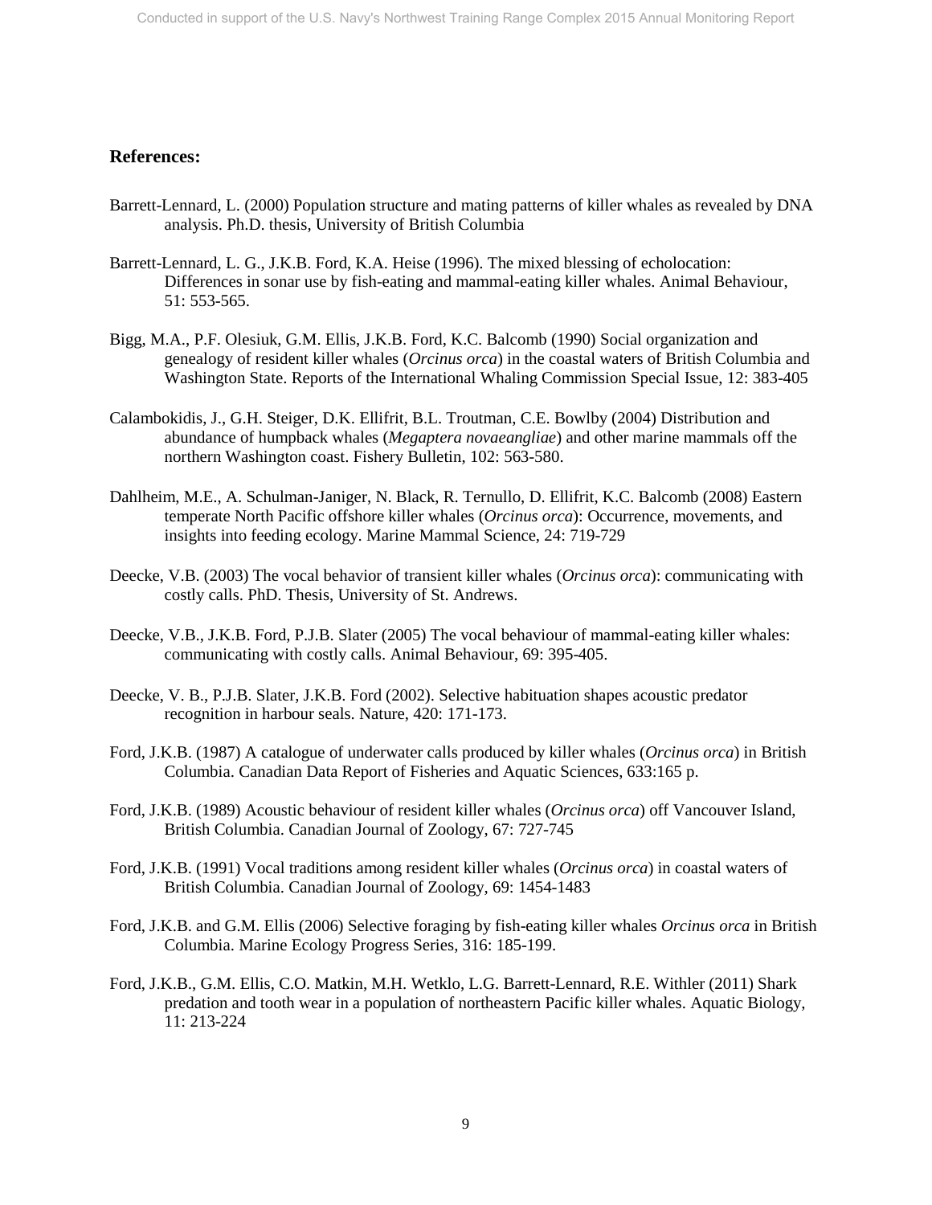## References:

Barrett-Lennard, L. (2000) Population structure and mating patterns of killer whales as revealed by DNA analysis. Ph.D. thesis, University of British Columbia

Barrett-Lennard, L. G., J.K.B. Ford, K.A. Heise (1996). The mixed blessing of echolocation: Differences in sonar use by fish-eating and mammal-eating killer whales. Animal Behaviour, 51: 553-565.

Bigg, M.A., P.F. Olesiuk, G.M. Ellis, J.K.B. Ford, K.C. Balcomb (1990) Social organization and genealogy of resident killer whales (*Orcinus orca*) in the coastal waters of British Columbia and Washington State. Reports of the International Whaling Commission Special Issue, 12: 383-405

Calambokidis, J., G.H. Steiger, D.K. Ellifrit, B.L. Troutman, C.E. Bowlby (2004) Distribution and abundance of humpback whales (*Megaptera novaeangliae*) and other marine mammals off the northern Washington coast. Fishery Bulletin, 102: 563-580.

Dahlheim, M.E., A. Schulman-Janiger, N. Black, R. Ternullo, D. Ellifrit, K.C. Balcomb (2008) Eastern temperate North Pacific offshore killer whales (*Orcinus orca*): Occurrence, movements, and insights into feeding ecology. Marine Mammal Science, 24: 719-729

Deecke, V.B. (2003) The vocal behavior of transient killer whales (*Orcinus orca*): communicating with costly calls. PhD. Thesis, University of St. Andrews.

Deecke, V.B., J.K.B. Ford, P.J.B. Slater (2005) The vocal behaviour of mammal-eating killer whales: communicating with costly calls. Animal Behaviour, 69: 395-405.

Deecke, V. B., P.J.B. Slater, J.K.B. Ford (2002). Selective habituation shapes acoustic predator recognition in harbour seals. Nature, 420: 171-173.

Ford, J.K.B. (1987) A catalogue of underwater calls produced by killer whales (*Orcinus orca*) in British Columbia. Canadian Data Report of Fisheries and Aquatic Sciences, 633:165 p.

Ford, J.K.B. (1989) Acoustic behaviour of resident killer whales (*Orcinus orca*) off Vancouver Island, British Columbia. Canadian Journal of Zoology, 67: 727-745

Ford, J.K.B. (1991) Vocal traditions among resident killer whales (*Orcinus orca*) in coastal waters of British Columbia. Canadian Journal of Zoology, 69: 1454-1483

Ford, J.K.B. and G.M. Ellis (2006) Selective foraging by fish-eating killer whales *Orcinus orca* in British Columbia. Marine Ecology Progress Series, 316: 185-199.

Ford, J.K.B., G.M. Ellis, C.O. Matkin, M.H. Wetklo, L.G. Barrett-Lennard, R.E. Withler (2011) Shark predation and tooth wear in a population of northeastern Pacific killer whales. Aquatic Biology, 11: 213-224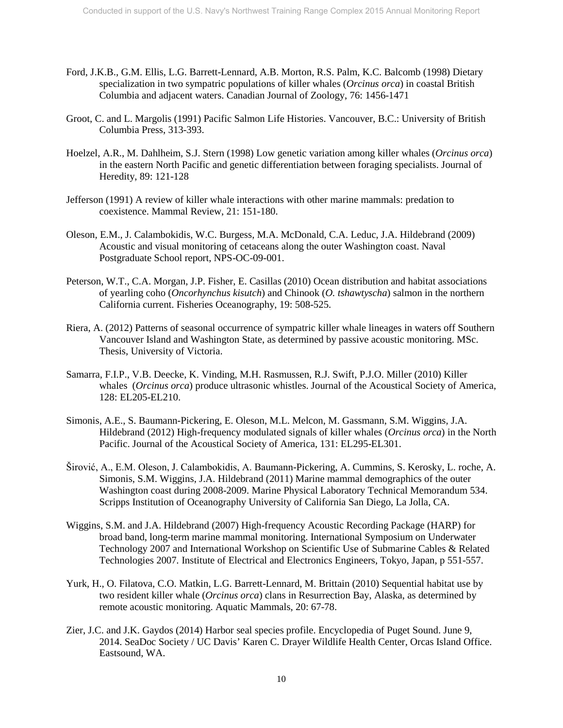Ford, J.K.B., G.M. Ellis, L.G. Barrett-Lennard, A.B. Morton, R.S. Palm, K.C. Balcomb (1998) Dietary specialization in two sympatric populations of killer whales (*Orcinus orca*) in coastal British Columbia and adjacent waters. Canadian Journal of Zoology, 76: 1456-1471

Groot, C. and L. Margolis (1991) Pacific Salmon Life Histories. Vancouver, B.C.: University of British Columbia Press, 313-393.

Hoelzel, A.R., M. Dahlheim, S.J. Stern (1998) Low genetic variation among killer whales (*Orcinus orca*) in the eastern North Pacific and genetic differentiation between foraging specialists. Journal of Heredity, 89: 121-128

Jefferson (1991) A review of killer whale interactions with other marine mammals: predation to coexistence. Mammal Review, 21: 151-180.

Oleson, E.M., J. Calambokidis, W.C. Burgess, M.A. McDonald, C.A. Leduc, J.A. Hildebrand (2009) Acoustic and visual monitoring of cetaceans along the outer Washington coast. Naval Postgraduate School report, NPS-OC-09-001.

Peterson, W.T., C.A. Morgan, J.P. Fisher, E. Casillas (2010) Ocean distribution and habitat associations of yearling coho (*Oncorhynchus kisutch*) and Chinook (*O. tshawtyscha*) salmon in the northern California current. Fisheries Oceanography, 19: 508-525.

Riera, A. (2012) Patterns of seasonal occurrence of sympatric killer whale lineages in waters off Southern Vancouver Island and Washington State, as determined by passive acoustic monitoring. MSc. Thesis, University of Victoria.

Samarra, F.I.P., V.B. Deecke, K. Vinding, M.H. Rasmussen, R.J. Swift, P.J.O. Miller (2010) Killer whales (*Orcinus orca*) produce ultrasonic whistles. Journal of the Acoustical Society of America, 128: EL205-EL210.

Simonis, A.E., S. Baumann-Pickering, E. Oleson, M.L. Melcon, M. Gassmann, S.M. Wiggins, J.A. Hildebrand (2012) High-frequency modulated signals of killer whales (*Orcinus orca*) in the North Pacific. Journal of the Acoustical Society of America, 131: EL295-EL301.

Širović, A., E.M. Oleson, J. Calambokidis, A. Baumann-Pickering, A. Cummins, S. Kerosky, L. roche, A. Simonis, S.M. Wiggins, J.A. Hildebrand (2011) Marine mammal demographics of the outer Washington coast during 2008-2009. Marine Physical Laboratory Technical Memorandum 534. Scripps Institution of Oceanography University of California San Diego, La Jolla, CA.

Wiggins, S.M. and J.A. Hildebrand (2007) High-frequency Acoustic Recording Package (HARP) for broad band, long-term marine mammal monitoring. International Symposium on Underwater Technology 2007 and International Workshop on Scientific Use of Submarine Cables & Related Technologies 2007. Institute of Electrical and Electronics Engineers, Tokyo, Japan, p 551-557.

Yurk, H., O. Filatova, C.O. Matkin, L.G. Barrett-Lennard, M. Brittain (2010) Sequential habitat use by two resident killer whale (*Orcinus orca*) clans in Resurrection Bay, Alaska, as determined by remote acoustic monitoring. Aquatic Mammals, 20: 67-78.

Zier, J.C. and J.K. Gaydos (2014) Harbor seal species profile. Encyclopedia of Puget Sound. June 9, 2014. SeaDoc Society / UC Davis' Karen C. Drayer Wildlife Health Center, Orcas Island Office. Eastsound, WA.